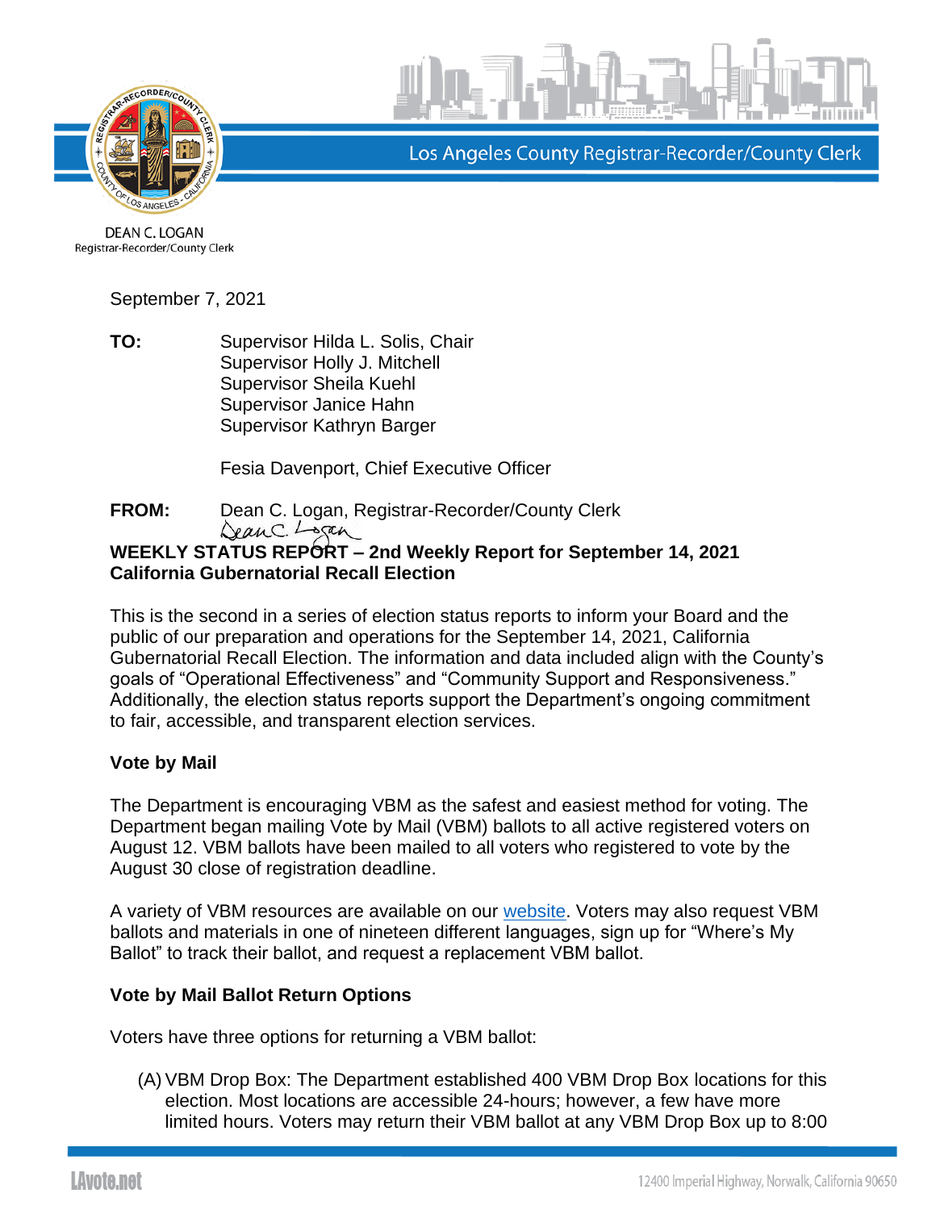Los Angeles County Registrar-Recorder/County Clerk

DEAN C. LOGAN
Registrar-Recorder/County Clerk

September 7, 2021

**TO:** Supervisor Hilda L. Solis, Chair
Supervisor Holly J. Mitchell
Supervisor Sheila Kuehl
Supervisor Janice Hahn
Supervisor Kathryn Barger

Fesia Davenport, Chief Executive Officer

**FROM:** Dean C. Logan, Registrar-Recorder/County Clerk

**WEEKLY STATUS REPORT – 2nd Weekly Report for September 14, 2021**
**California Gubernatorial Recall Election**

This is the second in a series of election status reports to inform your Board and the public of our preparation and operations for the September 14, 2021, California Gubernatorial Recall Election. The information and data included align with the County's goals of "Operational Effectiveness" and "Community Support and Responsiveness." Additionally, the election status reports support the Department's ongoing commitment to fair, accessible, and transparent election services.

**Vote by Mail**

The Department is encouraging VBM as the safest and easiest method for voting. The Department began mailing Vote by Mail (VBM) ballots to all active registered voters on August 12. VBM ballots have been mailed to all voters who registered to vote by the August 30 close of registration deadline.

A variety of VBM resources are available on our website. Voters may also request VBM ballots and materials in one of nineteen different languages, sign up for "Where's My Ballot" to track their ballot, and request a replacement VBM ballot.

**Vote by Mail Ballot Return Options**

Voters have three options for returning a VBM ballot:

(A) VBM Drop Box: The Department established 400 VBM Drop Box locations for this election. Most locations are accessible 24-hours; however, a few have more limited hours. Voters may return their VBM ballot at any VBM Drop Box up to 8:00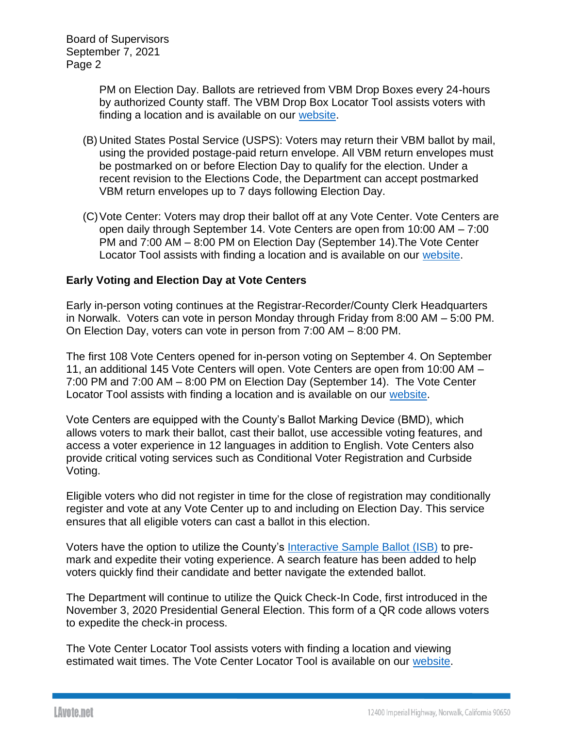PM on Election Day. Ballots are retrieved from VBM Drop Boxes every 24-hours by authorized County staff. The VBM Drop Box Locator Tool assists voters with finding a location and is available on our website.

(B) United States Postal Service (USPS): Voters may return their VBM ballot by mail, using the provided postage-paid return envelope. All VBM return envelopes must be postmarked on or before Election Day to qualify for the election. Under a recent revision to the Elections Code, the Department can accept postmarked VBM return envelopes up to 7 days following Election Day.

(C) Vote Center: Voters may drop their ballot off at any Vote Center. Vote Centers are open daily through September 14. Vote Centers are open from 10:00 AM – 7:00 PM and 7:00 AM – 8:00 PM on Election Day (September 14).The Vote Center Locator Tool assists with finding a location and is available on our website.

**Early Voting and Election Day at Vote Centers**

Early in-person voting continues at the Registrar-Recorder/County Clerk Headquarters in Norwalk. Voters can vote in person Monday through Friday from 8:00 AM – 5:00 PM. On Election Day, voters can vote in person from 7:00 AM – 8:00 PM.

The first 108 Vote Centers opened for in-person voting on September 4. On September 11, an additional 145 Vote Centers will open. Vote Centers are open from 10:00 AM – 7:00 PM and 7:00 AM – 8:00 PM on Election Day (September 14). The Vote Center Locator Tool assists with finding a location and is available on our website.

Vote Centers are equipped with the County's Ballot Marking Device (BMD), which allows voters to mark their ballot, cast their ballot, use accessible voting features, and access a voter experience in 12 languages in addition to English. Vote Centers also provide critical voting services such as Conditional Voter Registration and Curbside Voting.

Eligible voters who did not register in time for the close of registration may conditionally register and vote at any Vote Center up to and including on Election Day. This service ensures that all eligible voters can cast a ballot in this election.

Voters have the option to utilize the County's Interactive Sample Ballot (ISB) to pre-mark and expedite their voting experience. A search feature has been added to help voters quickly find their candidate and better navigate the extended ballot.

The Department will continue to utilize the Quick Check-In Code, first introduced in the November 3, 2020 Presidential General Election. This form of a QR code allows voters to expedite the check-in process.

The Vote Center Locator Tool assists voters with finding a location and viewing estimated wait times. The Vote Center Locator Tool is available on our website.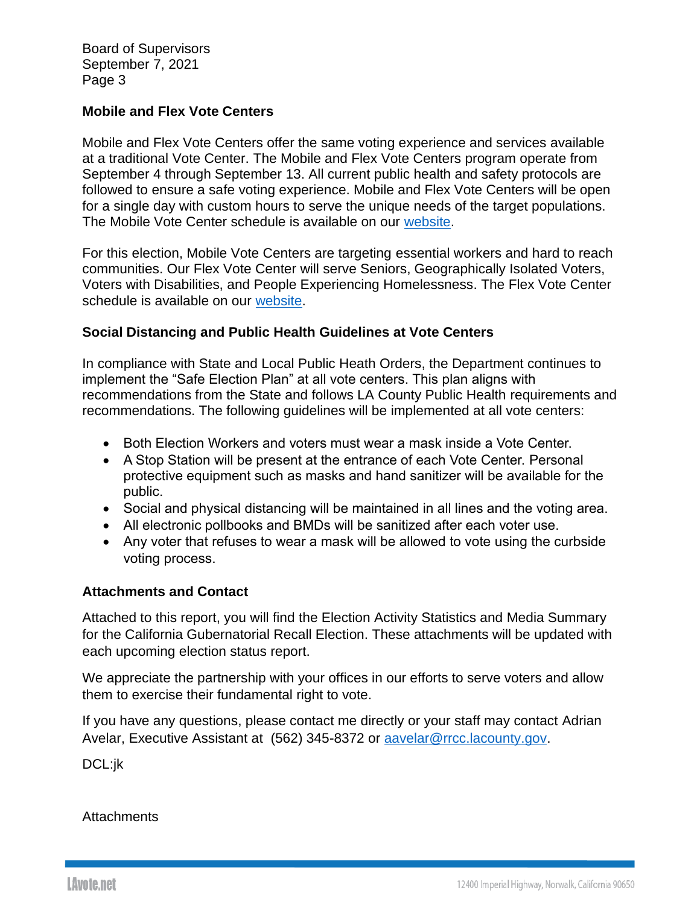### Mobile and Flex Vote Centers

Mobile and Flex Vote Centers offer the same voting experience and services available at a traditional Vote Center. The Mobile and Flex Vote Centers program operate from September 4 through September 13. All current public health and safety protocols are followed to ensure a safe voting experience. Mobile and Flex Vote Centers will be open for a single day with custom hours to serve the unique needs of the target populations. The Mobile Vote Center schedule is available on our website.

For this election, Mobile Vote Centers are targeting essential workers and hard to reach communities. Our Flex Vote Center will serve Seniors, Geographically Isolated Voters, Voters with Disabilities, and People Experiencing Homelessness. The Flex Vote Center schedule is available on our website.

### Social Distancing and Public Health Guidelines at Vote Centers

In compliance with State and Local Public Heath Orders, the Department continues to implement the "Safe Election Plan" at all vote centers. This plan aligns with recommendations from the State and follows LA County Public Health requirements and recommendations. The following guidelines will be implemented at all vote centers:

- Both Election Workers and voters must wear a mask inside a Vote Center.
- A Stop Station will be present at the entrance of each Vote Center. Personal protective equipment such as masks and hand sanitizer will be available for the public.
- Social and physical distancing will be maintained in all lines and the voting area.
- All electronic pollbooks and BMDs will be sanitized after each voter use.
- Any voter that refuses to wear a mask will be allowed to vote using the curbside voting process.

### Attachments and Contact

Attached to this report, you will find the Election Activity Statistics and Media Summary for the California Gubernatorial Recall Election. These attachments will be updated with each upcoming election status report.

We appreciate the partnership with your offices in our efforts to serve voters and allow them to exercise their fundamental right to vote.

If you have any questions, please contact me directly or your staff may contact Adrian Avelar, Executive Assistant at (562) 345-8372 or aavelar@rrcc.lacounty.gov.

DCL:jk

Attachments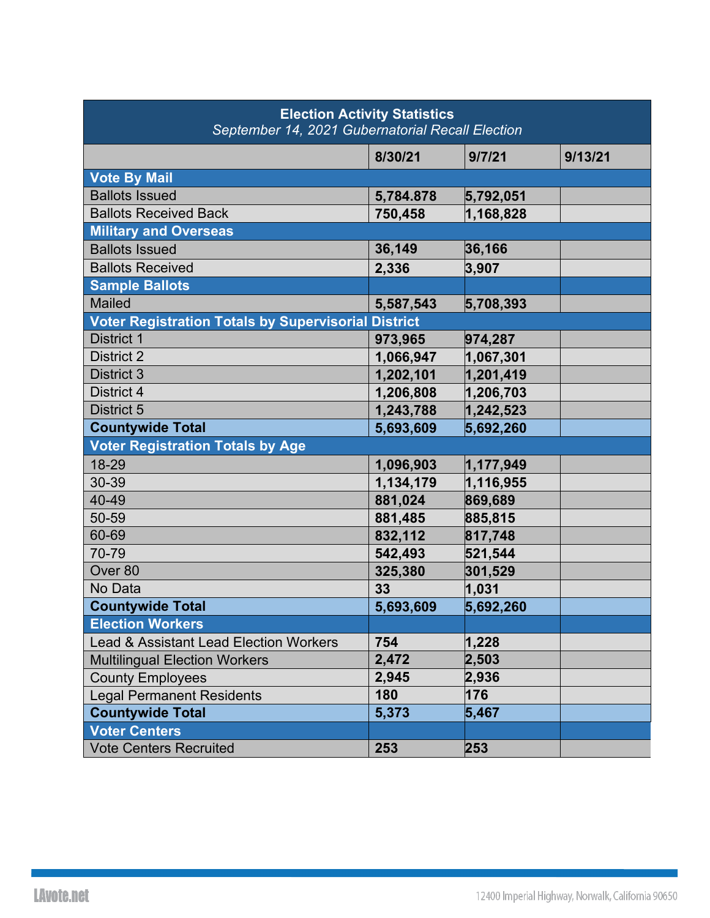| Election Activity Statistics<br>*September 14, 2021 Gubernatorial Recall Election* | | | |
|---|---|---|---|
| | **8/30/21** | **9/7/21** | **9/13/21** |
| **Vote By Mail** | | | |
| Ballots Issued | **5,784.878** | **5,792,051** | |
| Ballots Received Back | **750,458** | **1,168,828** | |
| **Military and Overseas** | | | |
| Ballots Issued | **36,149** | **36,166** | |
| Ballots Received | **2,336** | **3,907** | |
| **Sample Ballots** | | | |
| Mailed | **5,587,543** | **5,708,393** | |
| **Voter Registration Totals by Supervisorial District** | | | |
| District 1 | **973,965** | **974,287** | |
| District 2 | **1,066,947** | **1,067,301** | |
| District 3 | **1,202,101** | **1,201,419** | |
| District 4 | **1,206,808** | **1,206,703** | |
| District 5 | **1,243,788** | **1,242,523** | |
| **Countywide Total** | **5,693,609** | **5,692,260** | |
| **Voter Registration Totals by Age** | | | |
| 18-29 | **1,096,903** | **1,177,949** | |
| 30-39 | **1,134,179** | **1,116,955** | |
| 40-49 | **881,024** | **869,689** | |
| 50-59 | **881,485** | **885,815** | |
| 60-69 | **832,112** | **817,748** | |
| 70-79 | **542,493** | **521,544** | |
| Over 80 | **325,380** | **301,529** | |
| No Data | **33** | **1,031** | |
| **Countywide Total** | **5,693,609** | **5,692,260** | |
| **Election Workers** | | | |
| Lead & Assistant Lead Election Workers | **754** | **1,228** | |
| Multilingual Election Workers | **2,472** | **2,503** | |
| County Employees | **2,945** | **2,936** | |
| Legal Permanent Residents | **180** | **176** | |
| **Countywide Total** | **5,373** | **5,467** | |
| **Voter Centers** | | | |
| Vote Centers Recruited | **253** | **253** | |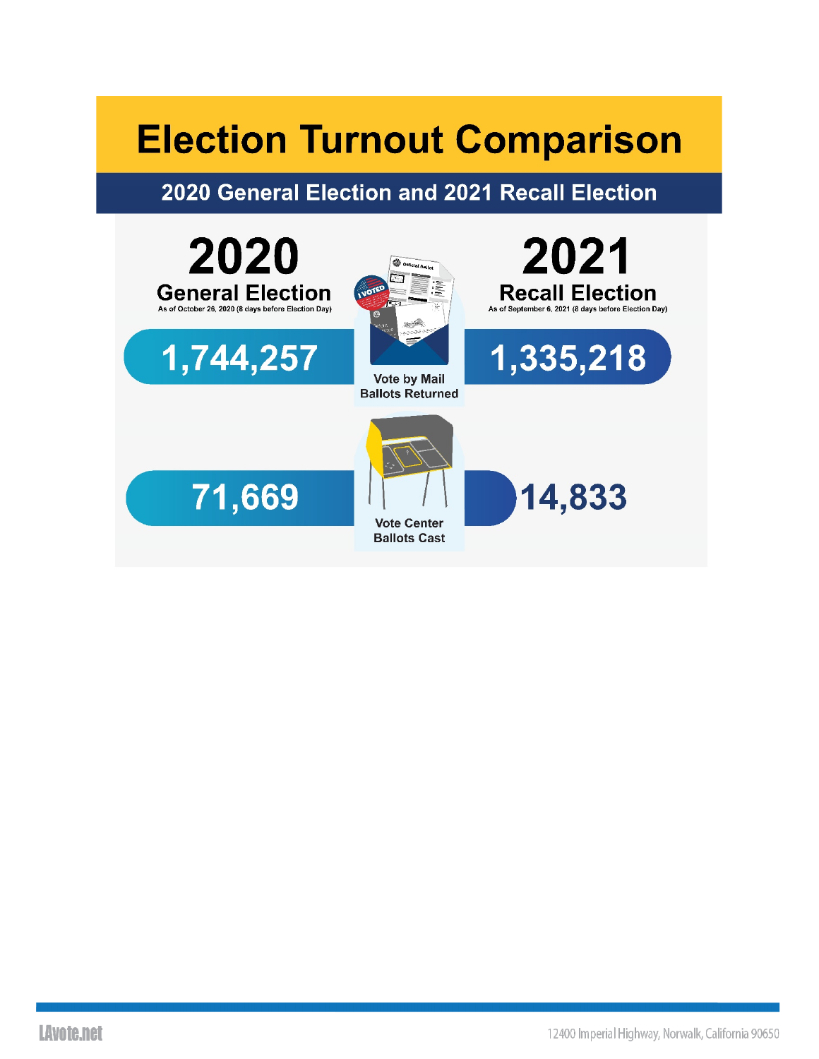# Election Turnout Comparison

## 2020 General Election and 2021 Recall Election

| | 2020 General Election (As of October 26, 2020 (8 days before Election Day)) | 2021 Recall Election (As of September 6, 2021 (8 days before Election Day)) |
|---|---|---|
| Vote by Mail Ballots Returned | 1,744,257 | 1,335,218 |
| Vote Center Ballots Cast | 71,669 | 14,833 |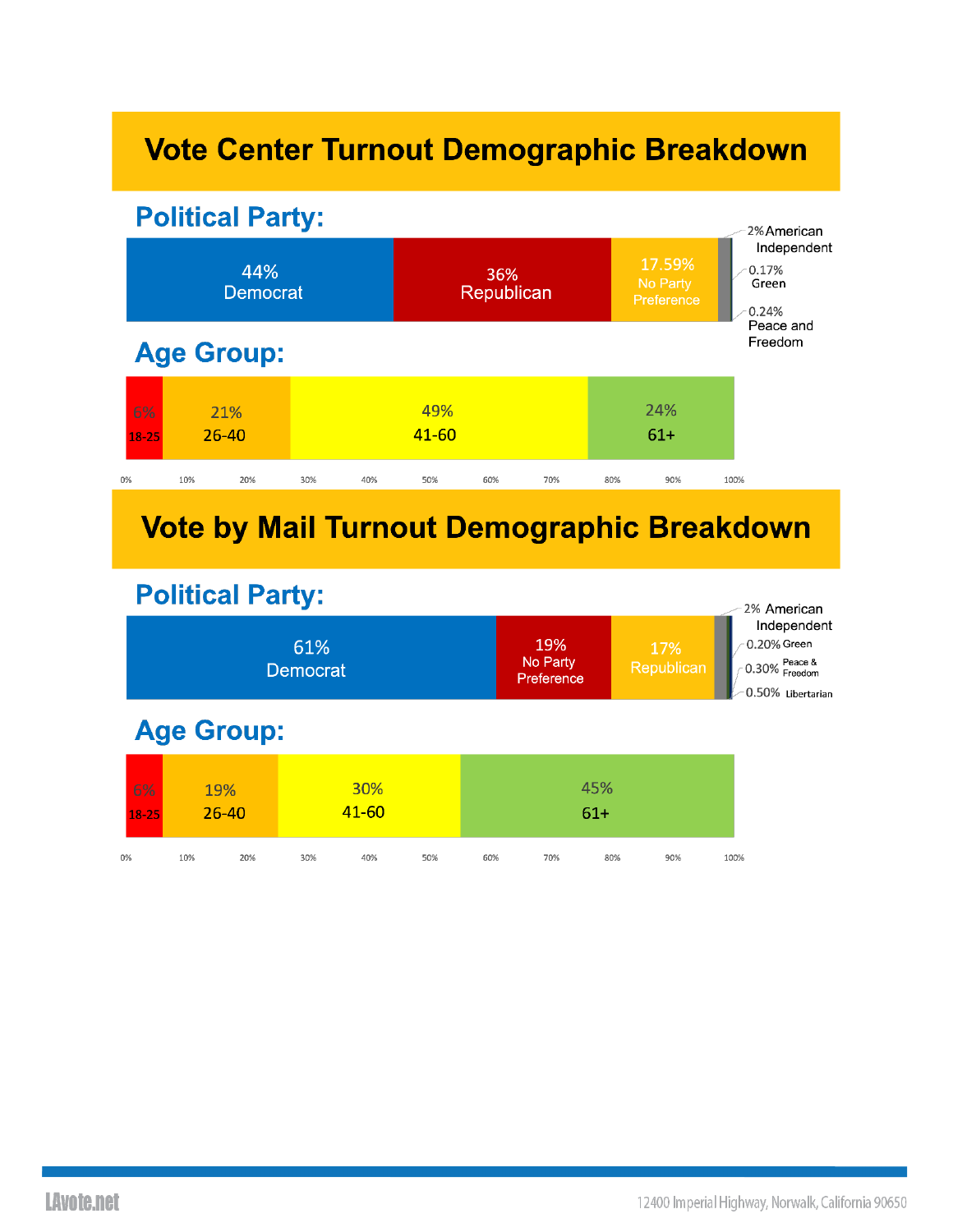# Vote Center Turnout Demographic Breakdown

## Political Party:

| Party | Percentage |
|---|---|
| Democrat | 44% |
| Republican | 36% |
| No Party Preference | 17.59% |
| American Independent | 2% |
| Green | 0.17% |
| Peace and Freedom | 0.24% |

## Age Group:

| Age Group | Percentage |
|---|---|
| 18-25 | 6% |
| 26-40 | 21% |
| 41-60 | 49% |
| 61+ | 24% |

# Vote by Mail Turnout Demographic Breakdown

## Political Party:

| Party | Percentage |
|---|---|
| Democrat | 61% |
| No Party Preference | 19% |
| Republican | 17% |
| American Independent | 2% |
| Green | 0.20% |
| Peace & Freedom | 0.30% |
| Libertarian | 0.50% |

## Age Group:

| Age Group | Percentage |
|---|---|
| 18-25 | 6% |
| 26-40 | 19% |
| 41-60 | 30% |
| 61+ | 45% |

LAvote.net

12400 Imperial Highway, Norwalk, California 90650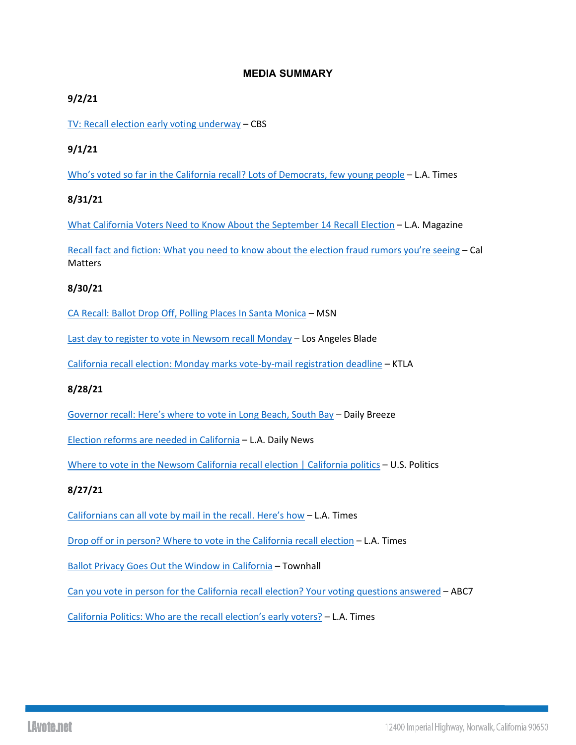# MEDIA SUMMARY

**9/2/21**

TV: Recall election early voting underway – CBS

**9/1/21**

Who's voted so far in the California recall? Lots of Democrats, few young people – L.A. Times

**8/31/21**

What California Voters Need to Know About the September 14 Recall Election – L.A. Magazine

Recall fact and fiction: What you need to know about the election fraud rumors you're seeing – Cal Matters

**8/30/21**

CA Recall: Ballot Drop Off, Polling Places In Santa Monica – MSN

Last day to register to vote in Newsom recall Monday – Los Angeles Blade

California recall election: Monday marks vote-by-mail registration deadline – KTLA

**8/28/21**

Governor recall: Here's where to vote in Long Beach, South Bay – Daily Breeze

Election reforms are needed in California – L.A. Daily News

Where to vote in the Newsom California recall election | California politics – U.S. Politics

**8/27/21**

Californians can all vote by mail in the recall. Here's how – L.A. Times

Drop off or in person? Where to vote in the California recall election – L.A. Times

Ballot Privacy Goes Out the Window in California – Townhall

Can you vote in person for the California recall election? Your voting questions answered – ABC7

California Politics: Who are the recall election's early voters? – L.A. Times